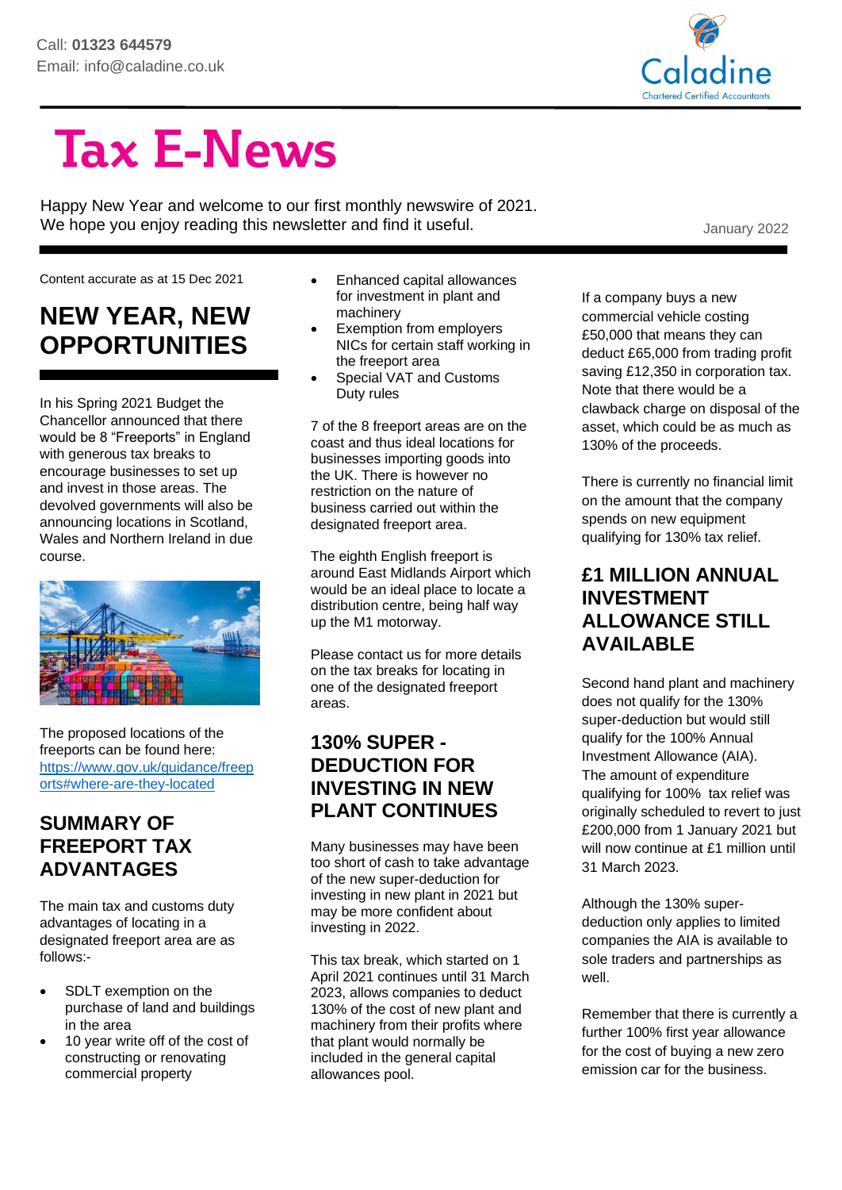Call: **01323 644579**
Email: info@caladine.co.uk

Caladine
Chartered Certified Accountants

# Tax E-News

Happy New Year and welcome to our first monthly newswire of 2021. We hope you enjoy reading this newsletter and find it useful.

January 2022

Content accurate as at 15 Dec 2021

## NEW YEAR, NEW OPPORTUNITIES

In his Spring 2021 Budget the Chancellor announced that there would be 8 "Freeports" in England with generous tax breaks to encourage businesses to set up and invest in those areas. The devolved governments will also be announcing locations in Scotland, Wales and Northern Ireland in due course.

The proposed locations of the freeports can be found here: [https://www.gov.uk/guidance/freeports#where-are-they-located](https://www.gov.uk/guidance/freeports#where-are-they-located)

## SUMMARY OF FREEPORT TAX ADVANTAGES

The main tax and customs duty advantages of locating in a designated freeport area are as follows:-

- SDLT exemption on the purchase of land and buildings in the area
- 10 year write off of the cost of constructing or renovating commercial property
- Enhanced capital allowances for investment in plant and machinery
- Exemption from employers NICs for certain staff working in the freeport area
- Special VAT and Customs Duty rules

7 of the 8 freeport areas are on the coast and thus ideal locations for businesses importing goods into the UK. There is however no restriction on the nature of business carried out within the designated freeport area.

The eighth English freeport is around East Midlands Airport which would be an ideal place to locate a distribution centre, being half way up the M1 motorway.

Please contact us for more details on the tax breaks for locating in one of the designated freeport areas.

## 130% SUPER - DEDUCTION FOR INVESTING IN NEW PLANT CONTINUES

Many businesses may have been too short of cash to take advantage of the new super-deduction for investing in new plant in 2021 but may be more confident about investing in 2022.

This tax break, which started on 1 April 2021 continues until 31 March 2023, allows companies to deduct 130% of the cost of new plant and machinery from their profits where that plant would normally be included in the general capital allowances pool.

If a company buys a new commercial vehicle costing £50,000 that means they can deduct £65,000 from trading profit saving £12,350 in corporation tax. Note that there would be a clawback charge on disposal of the asset, which could be as much as 130% of the proceeds.

There is currently no financial limit on the amount that the company spends on new equipment qualifying for 130% tax relief.

## £1 MILLION ANNUAL INVESTMENT ALLOWANCE STILL AVAILABLE

Second hand plant and machinery does not qualify for the 130% super-deduction but would still qualify for the 100% Annual Investment Allowance (AIA). The amount of expenditure qualifying for 100% tax relief was originally scheduled to revert to just £200,000 from 1 January 2021 but will now continue at £1 million until 31 March 2023.

Although the 130% super-deduction only applies to limited companies the AIA is available to sole traders and partnerships as well.

Remember that there is currently a further 100% first year allowance for the cost of buying a new zero emission car for the business.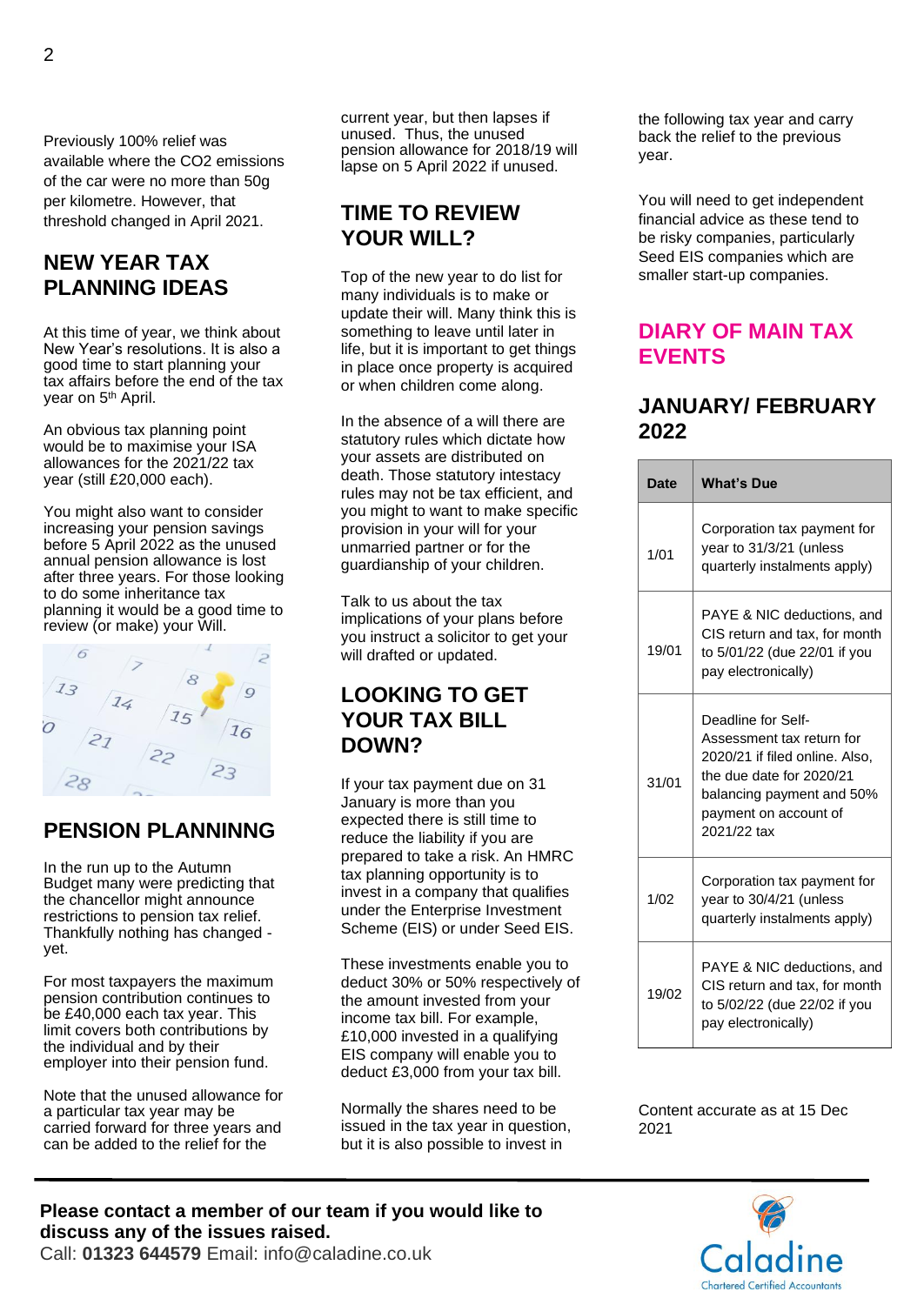Previously 100% relief was available where the CO2 emissions of the car were no more than 50g per kilometre. However, that threshold changed in April 2021.

## NEW YEAR TAX PLANNING IDEAS

At this time of year, we think about New Year's resolutions. It is also a good time to start planning your tax affairs before the end of the tax year on 5th April.

An obvious tax planning point would be to maximise your ISA allowances for the 2021/22 tax year (still £20,000 each).

You might also want to consider increasing your pension savings before 5 April 2022 as the unused annual pension allowance is lost after three years. For those looking to do some inheritance tax planning it would be a good time to review (or make) your Will.

## PENSION PLANNINNG

In the run up to the Autumn Budget many were predicting that the chancellor might announce restrictions to pension tax relief. Thankfully nothing has changed - yet.

For most taxpayers the maximum pension contribution continues to be £40,000 each tax year. This limit covers both contributions by the individual and by their employer into their pension fund.

Note that the unused allowance for a particular tax year may be carried forward for three years and can be added to the relief for the current year, but then lapses if unused. Thus, the unused pension allowance for 2018/19 will lapse on 5 April 2022 if unused.

## TIME TO REVIEW YOUR WILL?

Top of the new year to do list for many individuals is to make or update their will. Many think this is something to leave until later in life, but it is important to get things in place once property is acquired or when children come along.

In the absence of a will there are statutory rules which dictate how your assets are distributed on death. Those statutory intestacy rules may not be tax efficient, and you might to want to make specific provision in your will for your unmarried partner or for the guardianship of your children.

Talk to us about the tax implications of your plans before you instruct a solicitor to get your will drafted or updated.

## LOOKING TO GET YOUR TAX BILL DOWN?

If your tax payment due on 31 January is more than you expected there is still time to reduce the liability if you are prepared to take a risk. An HMRC tax planning opportunity is to invest in a company that qualifies under the Enterprise Investment Scheme (EIS) or under Seed EIS.

These investments enable you to deduct 30% or 50% respectively of the amount invested from your income tax bill. For example, £10,000 invested in a qualifying EIS company will enable you to deduct £3,000 from your tax bill.

Normally the shares need to be issued in the tax year in question, but it is also possible to invest in the following tax year and carry back the relief to the previous year.

You will need to get independent financial advice as these tend to be risky companies, particularly Seed EIS companies which are smaller start-up companies.

## DIARY OF MAIN TAX EVENTS

### JANUARY/ FEBRUARY 2022

| Date | What's Due |
| --- | --- |
| 1/01 | Corporation tax payment for year to 31/3/21 (unless quarterly instalments apply) |
| 19/01 | PAYE & NIC deductions, and CIS return and tax, for month to 5/01/22 (due 22/01 if you pay electronically) |
| 31/01 | Deadline for Self-Assessment tax return for 2020/21 if filed online. Also, the due date for 2020/21 balancing payment and 50% payment on account of 2021/22 tax |
| 1/02 | Corporation tax payment for year to 30/4/21 (unless quarterly instalments apply) |
| 19/02 | PAYE & NIC deductions, and CIS return and tax, for month to 5/02/22 (due 22/02 if you pay electronically) |

Content accurate as at 15 Dec 2021

**Please contact a member of our team if you would like to discuss any of the issues raised.**

Call: **01323 644579** Email: info@caladine.co.uk

Caladine
Chartered Certified Accountants